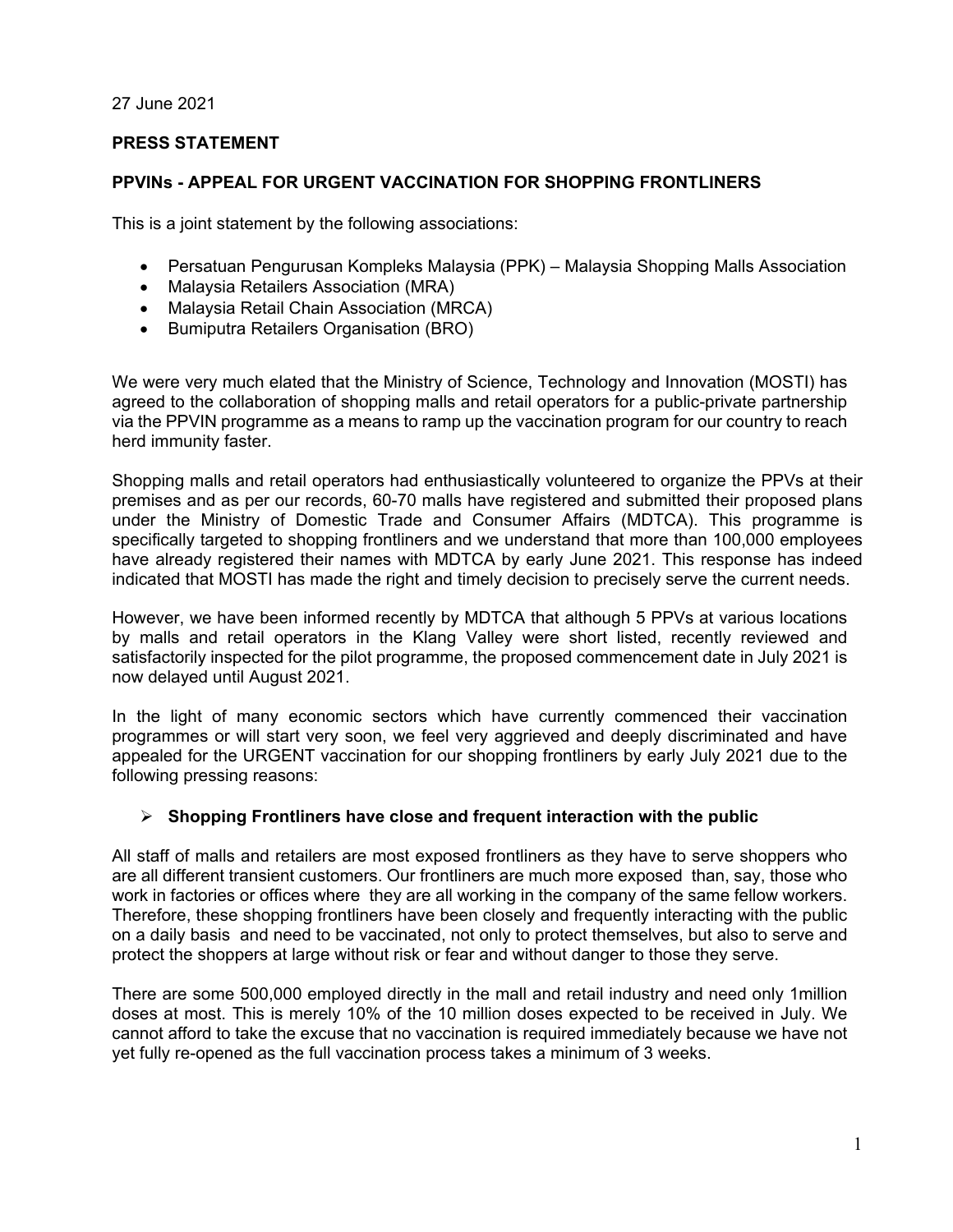27 June 2021

**PRESS STATEMENT**

**PPVINs - APPEAL FOR URGENT VACCINATION FOR SHOPPING FRONTLINERS**

This is a joint statement by the following associations:

- Persatuan Pengurusan Kompleks Malaysia (PPK) – Malaysia Shopping Malls Association
- Malaysia Retailers Association (MRA)
- Malaysia Retail Chain Association (MRCA)
- Bumiputra Retailers Organisation (BRO)

We were very much elated that the Ministry of Science, Technology and Innovation (MOSTI) has agreed to the collaboration of shopping malls and retail operators for a public-private partnership via the PPVIN programme as a means to ramp up the vaccination program for our country to reach herd immunity faster.

Shopping malls and retail operators had enthusiastically volunteered to organize the PPVs at their premises and as per our records, 60-70 malls have registered and submitted their proposed plans under the Ministry of Domestic Trade and Consumer Affairs (MDTCA). This programme is specifically targeted to shopping frontliners and we understand that more than 100,000 employees have already registered their names with MDTCA by early June 2021. This response has indeed indicated that MOSTI has made the right and timely decision to precisely serve the current needs.

However, we have been informed recently by MDTCA that although 5 PPVs at various locations by malls and retail operators in the Klang Valley were short listed, recently reviewed and satisfactorily inspected for the pilot programme, the proposed commencement date in July 2021 is now delayed until August 2021.

In the light of many economic sectors which have currently commenced their vaccination programmes or will start very soon, we feel very aggrieved and deeply discriminated and have appealed for the URGENT vaccination for our shopping frontliners by early July 2021 due to the following pressing reasons:

- **Shopping Frontliners have close and frequent interaction with the public**

All staff of malls and retailers are most exposed frontliners as they have to serve shoppers who are all different transient customers. Our frontliners are much more exposed than, say, those who work in factories or offices where they are all working in the company of the same fellow workers. Therefore, these shopping frontliners have been closely and frequently interacting with the public on a daily basis and need to be vaccinated, not only to protect themselves, but also to serve and protect the shoppers at large without risk or fear and without danger to those they serve.

There are some 500,000 employed directly in the mall and retail industry and need only 1million doses at most. This is merely 10% of the 10 million doses expected to be received in July. We cannot afford to take the excuse that no vaccination is required immediately because we have not yet fully re-opened as the full vaccination process takes a minimum of 3 weeks.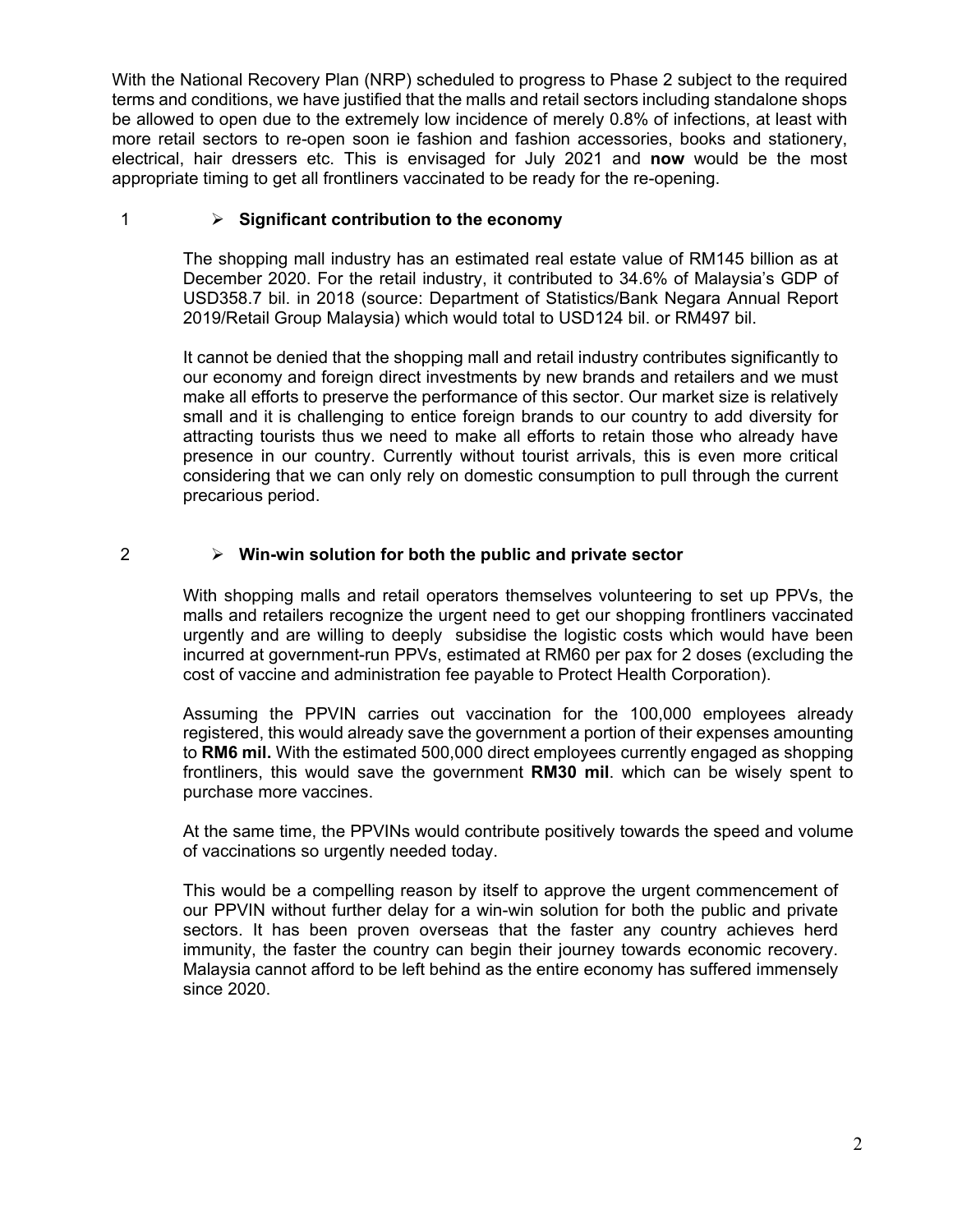With the National Recovery Plan (NRP) scheduled to progress to Phase 2 subject to the required terms and conditions, we have justified that the malls and retail sectors including standalone shops be allowed to open due to the extremely low incidence of merely 0.8% of infections, at least with more retail sectors to re-open soon ie fashion and fashion accessories, books and stationery, electrical, hair dressers etc. This is envisaged for July 2021 and **now** would be the most appropriate timing to get all frontliners vaccinated to be ready for the re-opening.

1 ➢ **Significant contribution to the economy**

The shopping mall industry has an estimated real estate value of RM145 billion as at December 2020. For the retail industry, it contributed to 34.6% of Malaysia's GDP of USD358.7 bil. in 2018 (source: Department of Statistics/Bank Negara Annual Report 2019/Retail Group Malaysia) which would total to USD124 bil. or RM497 bil.

It cannot be denied that the shopping mall and retail industry contributes significantly to our economy and foreign direct investments by new brands and retailers and we must make all efforts to preserve the performance of this sector. Our market size is relatively small and it is challenging to entice foreign brands to our country to add diversity for attracting tourists thus we need to make all efforts to retain those who already have presence in our country. Currently without tourist arrivals, this is even more critical considering that we can only rely on domestic consumption to pull through the current precarious period.

2 ➢ **Win-win solution for both the public and private sector**

With shopping malls and retail operators themselves volunteering to set up PPVs, the malls and retailers recognize the urgent need to get our shopping frontliners vaccinated urgently and are willing to deeply subsidise the logistic costs which would have been incurred at government-run PPVs, estimated at RM60 per pax for 2 doses (excluding the cost of vaccine and administration fee payable to Protect Health Corporation).

Assuming the PPVIN carries out vaccination for the 100,000 employees already registered, this would already save the government a portion of their expenses amounting to **RM6 mil.** With the estimated 500,000 direct employees currently engaged as shopping frontliners, this would save the government **RM30 mil**. which can be wisely spent to purchase more vaccines.

At the same time, the PPVINs would contribute positively towards the speed and volume of vaccinations so urgently needed today.

This would be a compelling reason by itself to approve the urgent commencement of our PPVIN without further delay for a win-win solution for both the public and private sectors. It has been proven overseas that the faster any country achieves herd immunity, the faster the country can begin their journey towards economic recovery. Malaysia cannot afford to be left behind as the entire economy has suffered immensely since 2020.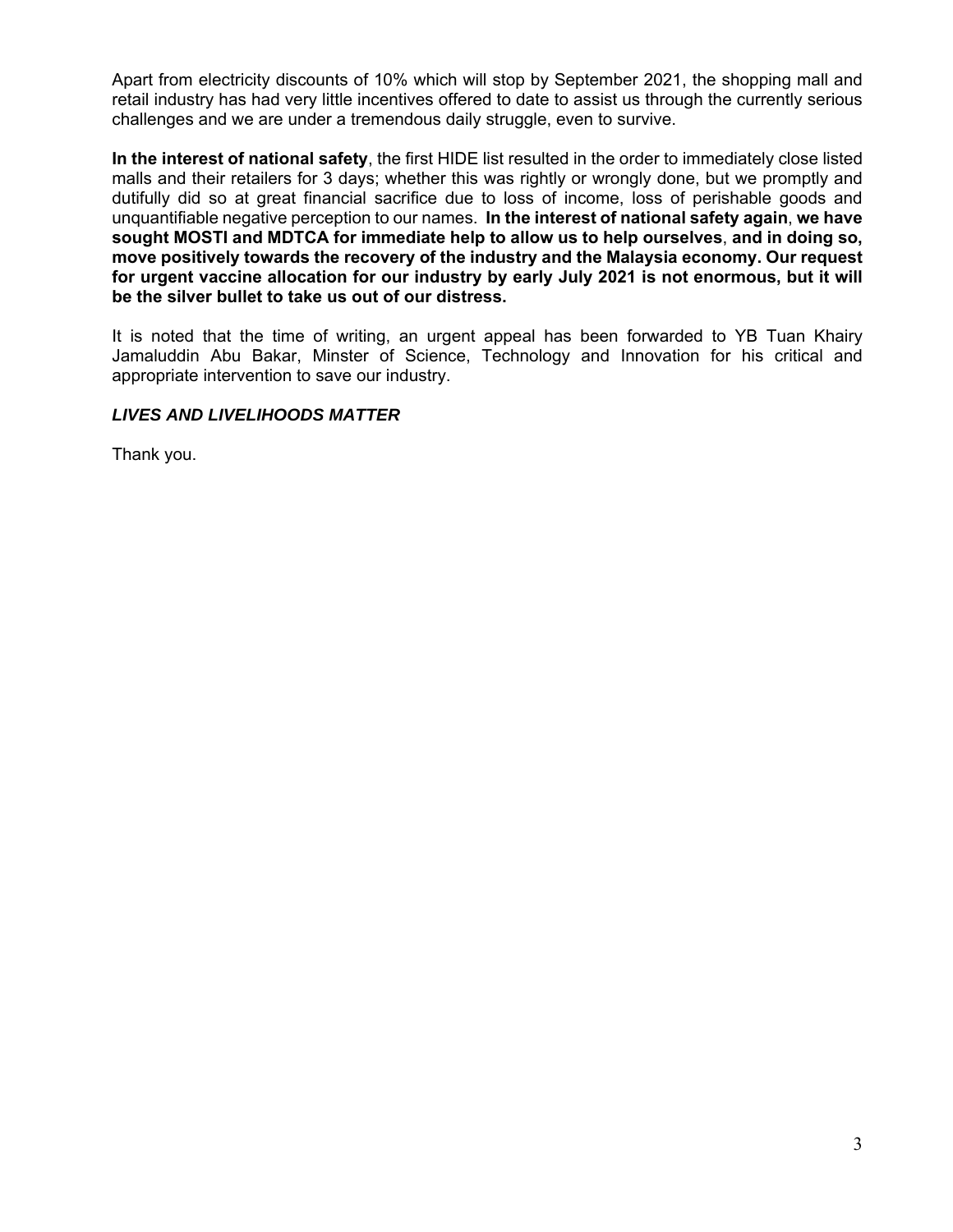Apart from electricity discounts of 10% which will stop by September 2021, the shopping mall and retail industry has had very little incentives offered to date to assist us through the currently serious challenges and we are under a tremendous daily struggle, even to survive.

**In the interest of national safety**, the first HIDE list resulted in the order to immediately close listed malls and their retailers for 3 days; whether this was rightly or wrongly done, but we promptly and dutifully did so at great financial sacrifice due to loss of income, loss of perishable goods and unquantifiable negative perception to our names. **In the interest of national safety again**, **we have sought MOSTI and MDTCA for immediate help to allow us to help ourselves**, **and in doing so, move positively towards the recovery of the industry and the Malaysia economy. Our request for urgent vaccine allocation for our industry by early July 2021 is not enormous, but it will be the silver bullet to take us out of our distress.**

It is noted that the time of writing, an urgent appeal has been forwarded to YB Tuan Khairy Jamaluddin Abu Bakar, Minster of Science, Technology and Innovation for his critical and appropriate intervention to save our industry.

***LIVES AND LIVELIHOODS MATTER***

Thank you.